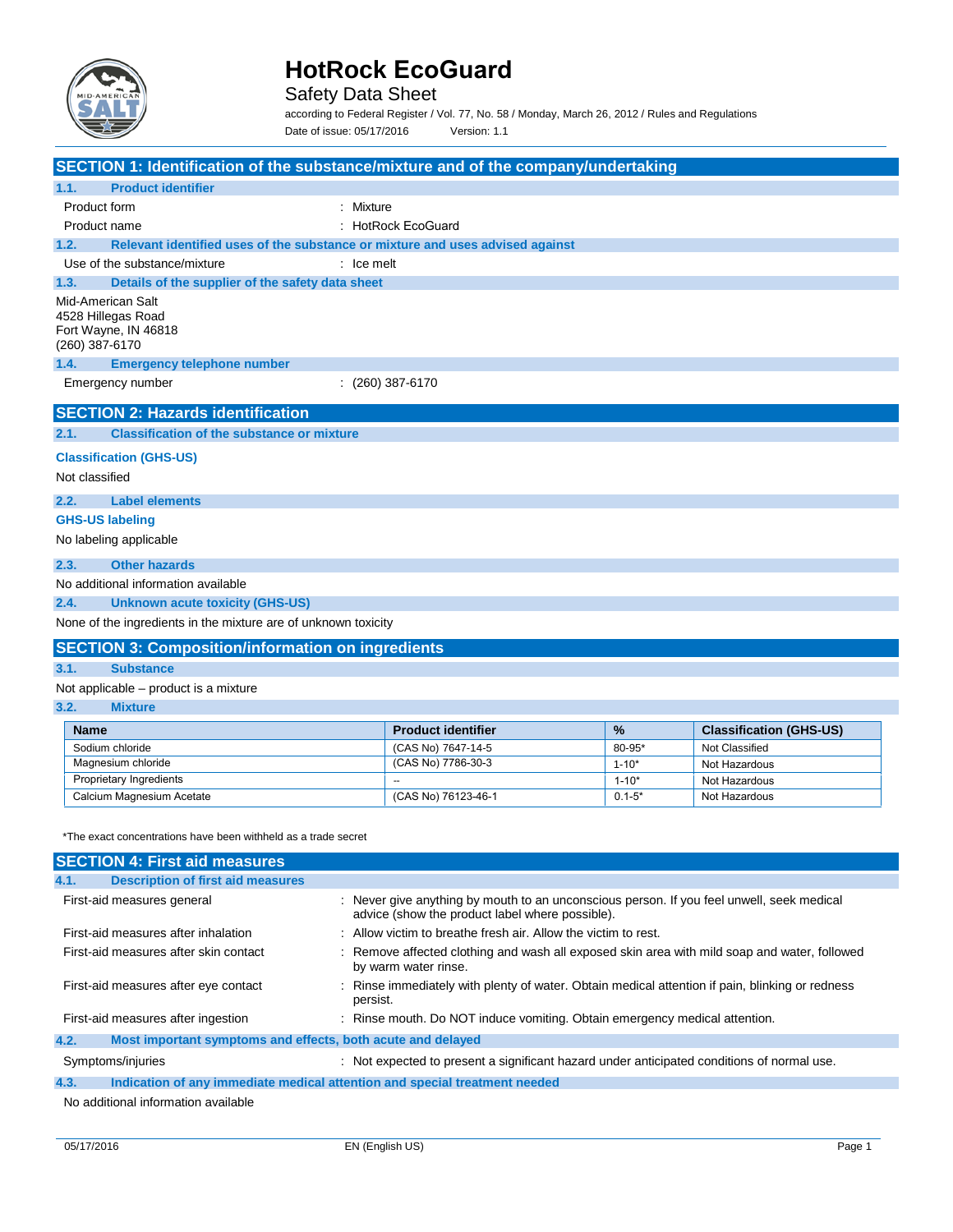# HotRock EcoGuard

Safety Data Sheet

according to Federal Register / Vol. 77, No. 58 / Monday, March 26, 2012 / Rules and Regulations

Date of issue: 05/17/2016 Version: 1.1

## SECTION 1: Identification of the substance/mixture and of the company/undertaking

### 1.1. Product identifier

Product form : Mixture

Product name : HotRock EcoGuard

### 1.2. Relevant identified uses of the substance or mixture and uses advised against

Use of the substance/mixture : Ice melt

### 1.3. Details of the supplier of the safety data sheet

Mid-American Salt
4528 Hillegas Road
Fort Wayne, IN 46818
(260) 387-6170

### 1.4. Emergency telephone number

Emergency number : (260) 387-6170

## SECTION 2: Hazards identification

### 2.1. Classification of the substance or mixture

**Classification (GHS-US)**

Not classified

### 2.2. Label elements

**GHS-US labeling**

No labeling applicable

### 2.3. Other hazards

No additional information available

### 2.4. Unknown acute toxicity (GHS-US)

None of the ingredients in the mixture are of unknown toxicity

## SECTION 3: Composition/information on ingredients

### 3.1. Substance

Not applicable – product is a mixture

### 3.2. Mixture

| Name | Product identifier | % | Classification (GHS-US) |
|---|---|---|---|
| Sodium chloride | (CAS No) 7647-14-5 | 80-95* | Not Classified |
| Magnesium chloride | (CAS No) 7786-30-3 | 1-10* | Not Hazardous |
| Proprietary Ingredients | -- | 1-10* | Not Hazardous |
| Calcium Magnesium Acetate | (CAS No) 76123-46-1 | 0.1-5* | Not Hazardous |

*The exact concentrations have been withheld as a trade secret

## SECTION 4: First aid measures

### 4.1. Description of first aid measures

First-aid measures general : Never give anything by mouth to an unconscious person. If you feel unwell, seek medical advice (show the product label where possible).

First-aid measures after inhalation : Allow victim to breathe fresh air. Allow the victim to rest.

First-aid measures after skin contact : Remove affected clothing and wash all exposed skin area with mild soap and water, followed by warm water rinse.

First-aid measures after eye contact : Rinse immediately with plenty of water. Obtain medical attention if pain, blinking or redness persist.

First-aid measures after ingestion : Rinse mouth. Do NOT induce vomiting. Obtain emergency medical attention.

### 4.2. Most important symptoms and effects, both acute and delayed

Symptoms/injuries : Not expected to present a significant hazard under anticipated conditions of normal use.

### 4.3. Indication of any immediate medical attention and special treatment needed

No additional information available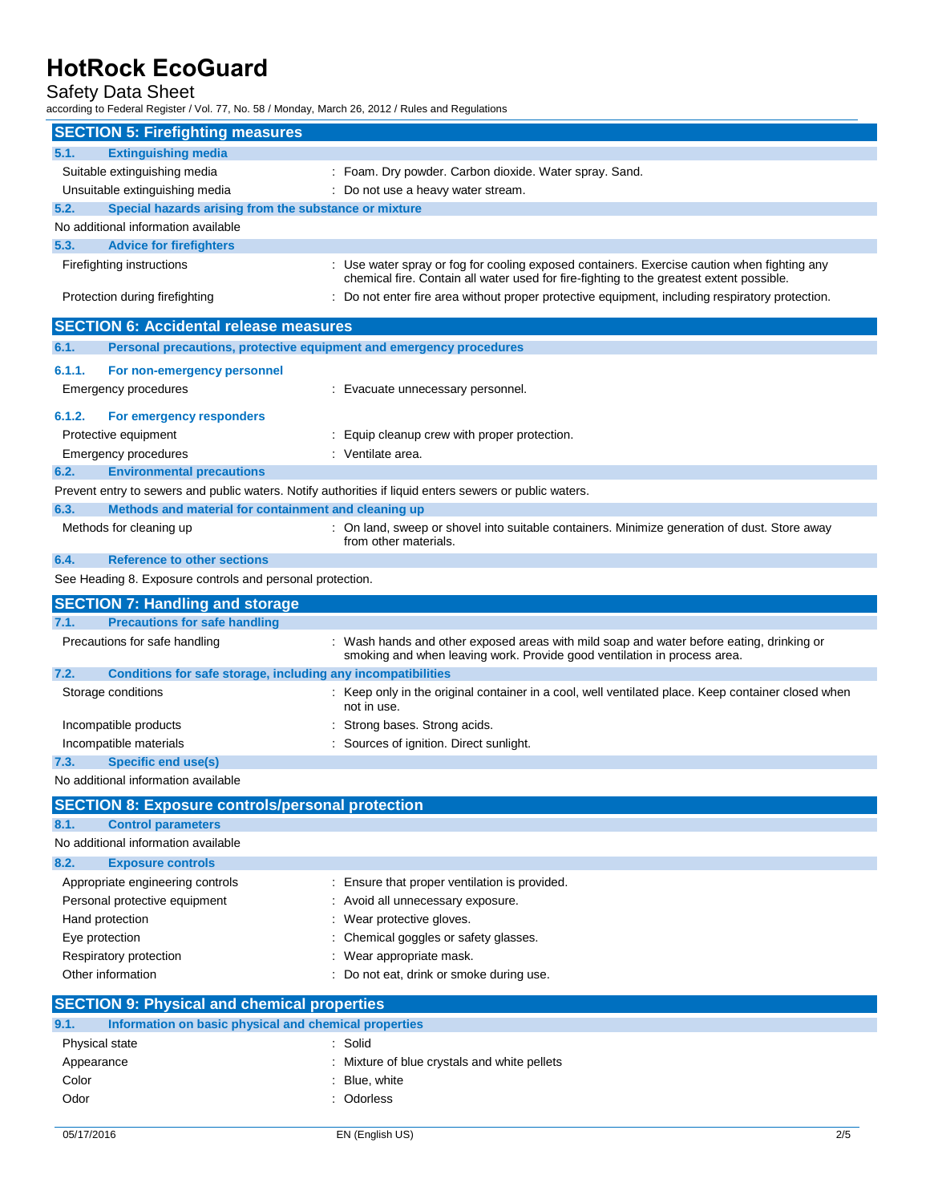# HotRock EcoGuard

Safety Data Sheet

according to Federal Register / Vol. 77, No. 58 / Monday, March 26, 2012 / Rules and Regulations

## SECTION 5: Firefighting measures

### 5.1. Extinguishing media

| | |
|---|---|
| Suitable extinguishing media | : Foam. Dry powder. Carbon dioxide. Water spray. Sand. |
| Unsuitable extinguishing media | : Do not use a heavy water stream. |

### 5.2. Special hazards arising from the substance or mixture

No additional information available

### 5.3. Advice for firefighters

| | |
|---|---|
| Firefighting instructions | : Use water spray or fog for cooling exposed containers. Exercise caution when fighting any chemical fire. Contain all water used for fire-fighting to the greatest extent possible. |
| Protection during firefighting | : Do not enter fire area without proper protective equipment, including respiratory protection. |

## SECTION 6: Accidental release measures

### 6.1. Personal precautions, protective equipment and emergency procedures

#### 6.1.1. For non-emergency personnel

| | |
|---|---|
| Emergency procedures | : Evacuate unnecessary personnel. |

#### 6.1.2. For emergency responders

| | |
|---|---|
| Protective equipment | : Equip cleanup crew with proper protection. |
| Emergency procedures | : Ventilate area. |

### 6.2. Environmental precautions

Prevent entry to sewers and public waters. Notify authorities if liquid enters sewers or public waters.

### 6.3. Methods and material for containment and cleaning up

| | |
|---|---|
| Methods for cleaning up | : On land, sweep or shovel into suitable containers. Minimize generation of dust. Store away from other materials. |

### 6.4. Reference to other sections

See Heading 8. Exposure controls and personal protection.

## SECTION 7: Handling and storage

### 7.1. Precautions for safe handling

| | |
|---|---|
| Precautions for safe handling | : Wash hands and other exposed areas with mild soap and water before eating, drinking or smoking and when leaving work. Provide good ventilation in process area. |

### 7.2. Conditions for safe storage, including any incompatibilities

| | |
|---|---|
| Storage conditions | : Keep only in the original container in a cool, well ventilated place. Keep container closed when not in use. |
| Incompatible products | : Strong bases. Strong acids. |
| Incompatible materials | : Sources of ignition. Direct sunlight. |

### 7.3. Specific end use(s)

No additional information available

## SECTION 8: Exposure controls/personal protection

### 8.1. Control parameters

No additional information available

### 8.2. Exposure controls

| | |
|---|---|
| Appropriate engineering controls | : Ensure that proper ventilation is provided. |
| Personal protective equipment | : Avoid all unnecessary exposure. |
| Hand protection | : Wear protective gloves. |
| Eye protection | : Chemical goggles or safety glasses. |
| Respiratory protection | : Wear appropriate mask. |
| Other information | : Do not eat, drink or smoke during use. |

## SECTION 9: Physical and chemical properties

### 9.1. Information on basic physical and chemical properties

| | |
|---|---|
| Physical state | : Solid |
| Appearance | : Mixture of blue crystals and white pellets |
| Color | : Blue, white |
| Odor | : Odorless |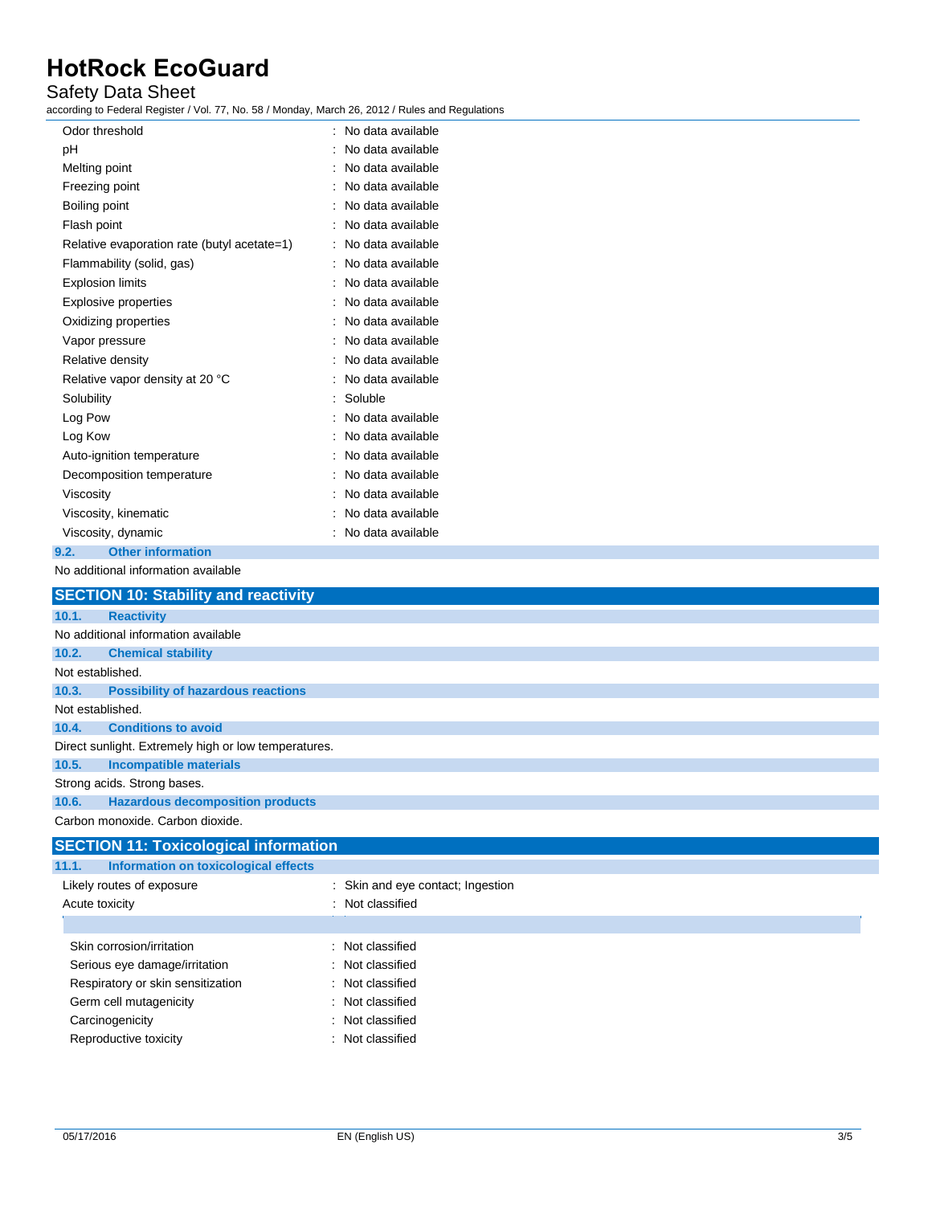| | |
|---|---|
| Odor threshold | : No data available |
| pH | : No data available |
| Melting point | : No data available |
| Freezing point | : No data available |
| Boiling point | : No data available |
| Flash point | : No data available |
| Relative evaporation rate (butyl acetate=1) | : No data available |
| Flammability (solid, gas) | : No data available |
| Explosion limits | : No data available |
| Explosive properties | : No data available |
| Oxidizing properties | : No data available |
| Vapor pressure | : No data available |
| Relative density | : No data available |
| Relative vapor density at 20 °C | : No data available |
| Solubility | : Soluble |
| Log Pow | : No data available |
| Log Kow | : No data available |
| Auto-ignition temperature | : No data available |
| Decomposition temperature | : No data available |
| Viscosity | : No data available |
| Viscosity, kinematic | : No data available |
| Viscosity, dynamic | : No data available |

### 9.2. Other information

No additional information available

## SECTION 10: Stability and reactivity

### 10.1. Reactivity

No additional information available

### 10.2. Chemical stability

Not established.

### 10.3. Possibility of hazardous reactions

Not established.

### 10.4. Conditions to avoid

Direct sunlight. Extremely high or low temperatures.

### 10.5. Incompatible materials

Strong acids. Strong bases.

### 10.6. Hazardous decomposition products

Carbon monoxide. Carbon dioxide.

## SECTION 11: Toxicological information

### 11.1. Information on toxicological effects

| | |
|---|---|
| Likely routes of exposure | : Skin and eye contact; Ingestion |
| Acute toxicity | : Not classified |

| | |
|---|---|
| Skin corrosion/irritation | : Not classified |
| Serious eye damage/irritation | : Not classified |
| Respiratory or skin sensitization | : Not classified |
| Germ cell mutagenicity | : Not classified |
| Carcinogenicity | : Not classified |
| Reproductive toxicity | : Not classified |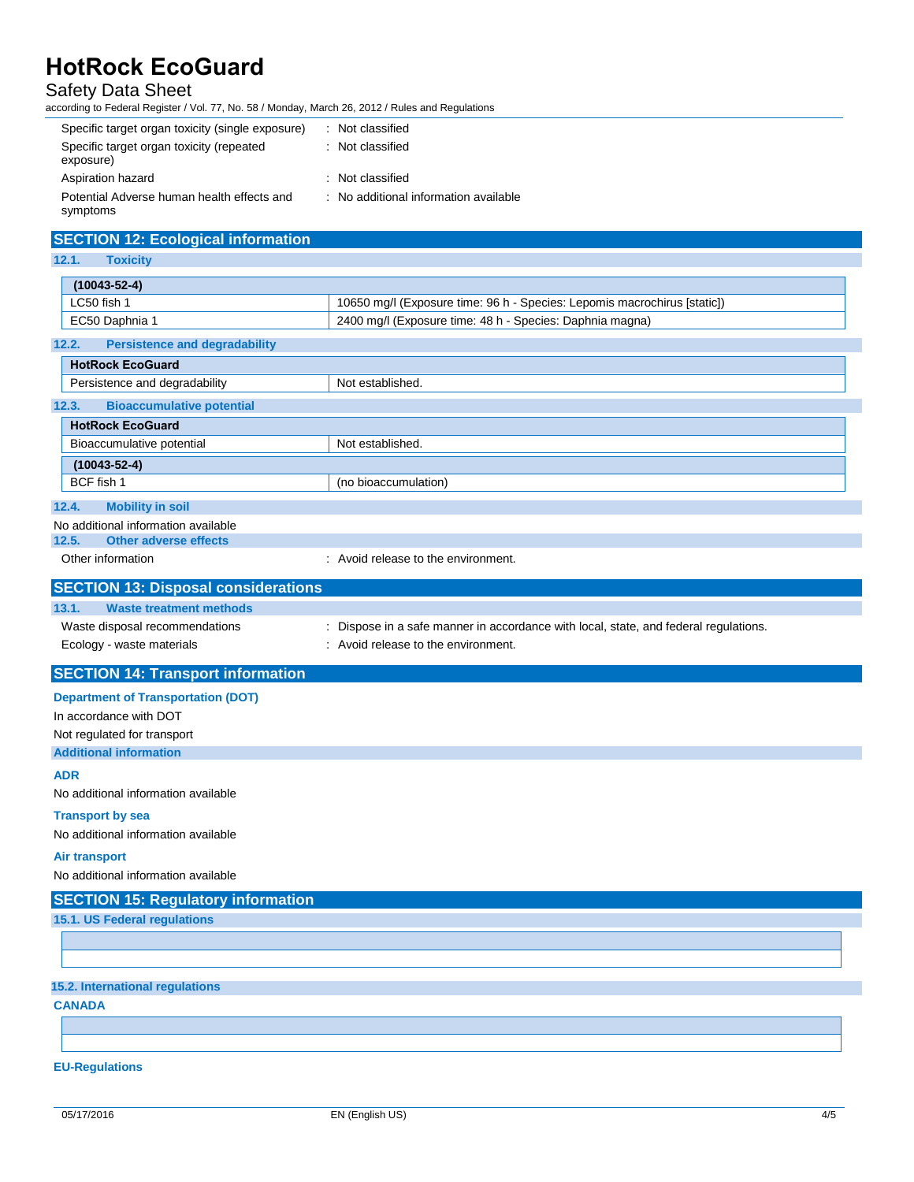| | | |
|---|---|---|
| Specific target organ toxicity (single exposure) | : | Not classified |
| Specific target organ toxicity (repeated exposure) | : | Not classified |
| Aspiration hazard | : | Not classified |
| Potential Adverse human health effects and symptoms | : | No additional information available |

## SECTION 12: Ecological information

### 12.1. Toxicity

| (10043-52-4) | |
|---|---|
| LC50 fish 1 | 10650 mg/l (Exposure time: 96 h - Species: Lepomis macrochirus [static]) |
| EC50 Daphnia 1 | 2400 mg/l (Exposure time: 48 h - Species: Daphnia magna) |

### 12.2. Persistence and degradability

| HotRock EcoGuard | |
|---|---|
| Persistence and degradability | Not established. |

### 12.3. Bioaccumulative potential

| HotRock EcoGuard | |
|---|---|
| Bioaccumulative potential | Not established. |
| **(10043-52-4)** | |
| BCF fish 1 | (no bioaccumulation) |

### 12.4. Mobility in soil

No additional information available

### 12.5. Other adverse effects

Other information : Avoid release to the environment.

## SECTION 13: Disposal considerations

### 13.1. Waste treatment methods

| | | |
|---|---|---|
| Waste disposal recommendations | : | Dispose in a safe manner in accordance with local, state, and federal regulations. |
| Ecology - waste materials | : | Avoid release to the environment. |

## SECTION 14: Transport information

**Department of Transportation (DOT)**

In accordance with DOT

Not regulated for transport

**Additional information**

**ADR**

No additional information available

**Transport by sea**

No additional information available

**Air transport**

No additional information available

## SECTION 15: Regulatory information

### 15.1. US Federal regulations

### 15.2. International regulations

**CANADA**

**EU-Regulations**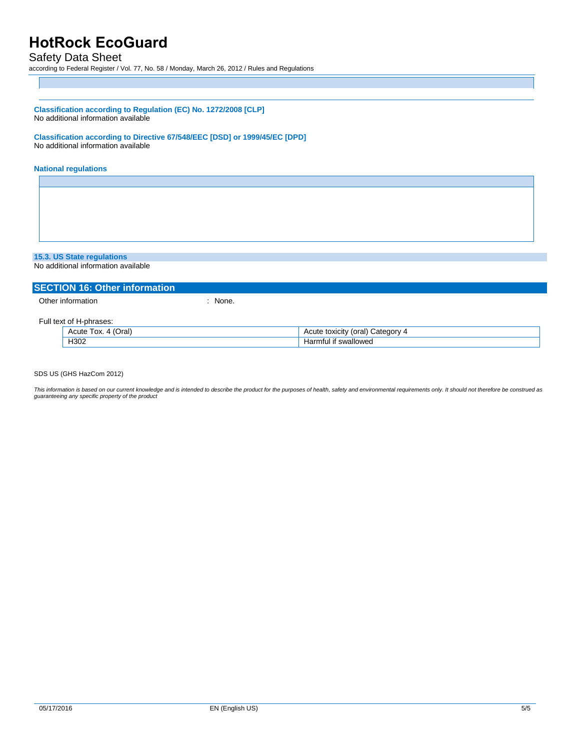**Classification according to Regulation (EC) No. 1272/2008 [CLP]**
No additional information available

**Classification according to Directive 67/548/EEC [DSD] or 1999/45/EC [DPD]**
No additional information available

**National regulations**

### 15.3. US State regulations

No additional information available

## SECTION 16: Other information

Other information : None.

Full text of H-phrases:

| | |
|---|---|
| Acute Tox. 4 (Oral) | Acute toxicity (oral) Category 4 |
| H302 | Harmful if swallowed |

SDS US (GHS HazCom 2012)

*This information is based on our current knowledge and is intended to describe the product for the purposes of health, safety and environmental requirements only. It should not therefore be construed as guaranteeing any specific property of the product*